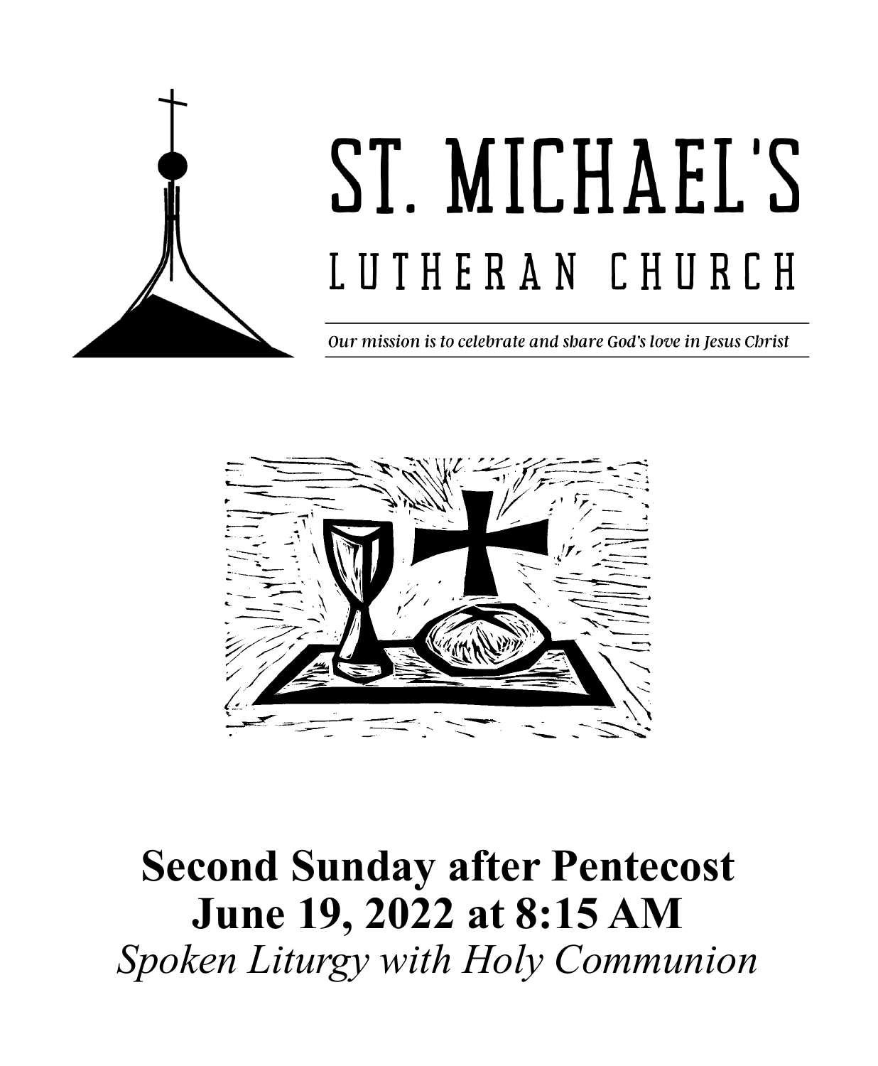# ST. MICHAEL'S
## LUTHERAN CHURCH

*Our mission is to celebrate and share God's love in Jesus Christ*

**Second Sunday after Pentecost**
**June 19, 2022 at 8:15 AM**
*Spoken Liturgy with Holy Communion*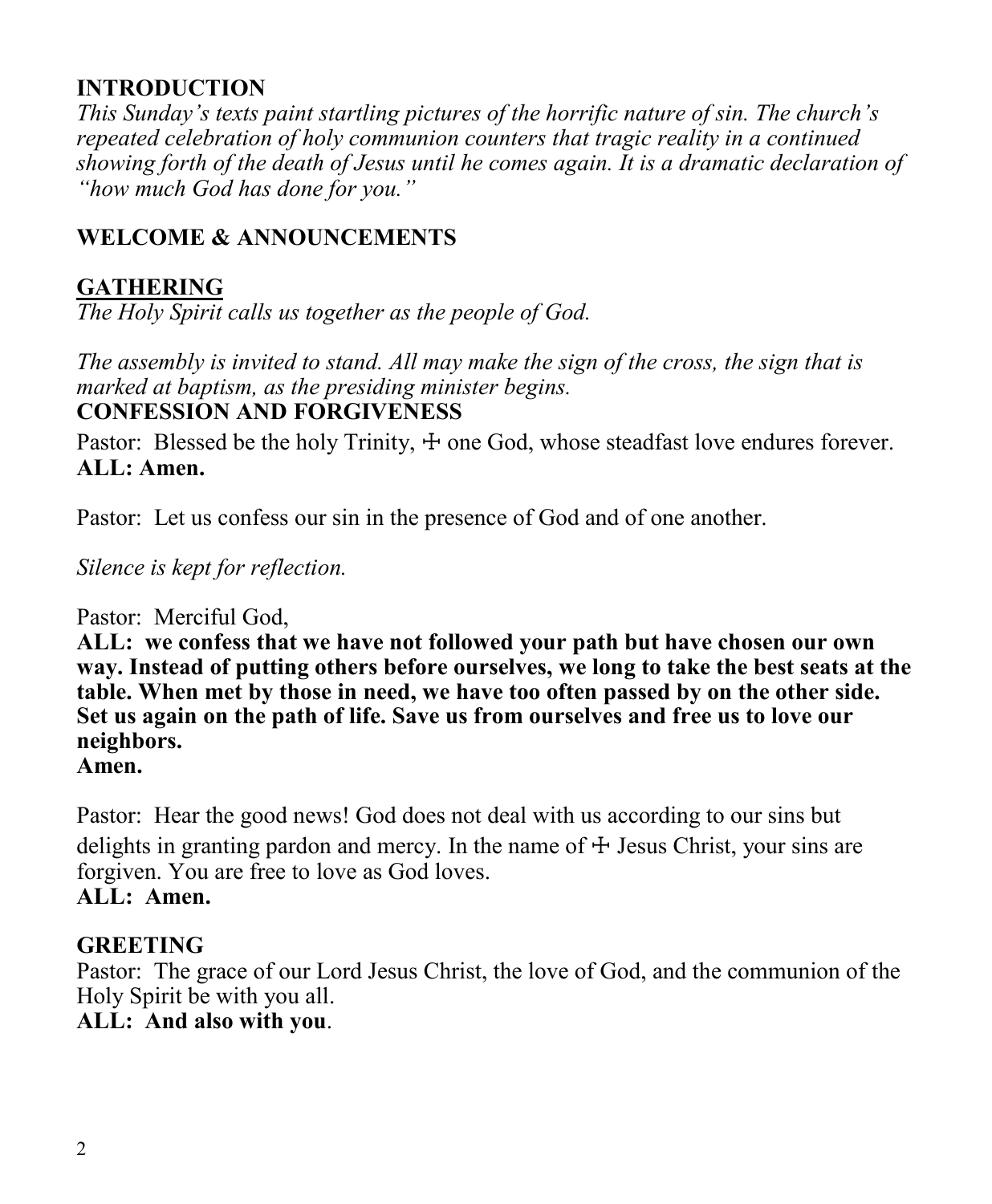## INTRODUCTION

*This Sunday's texts paint startling pictures of the horrific nature of sin. The church's repeated celebration of holy communion counters that tragic reality in a continued showing forth of the death of Jesus until he comes again. It is a dramatic declaration of "how much God has done for you."*

## WELCOME & ANNOUNCEMENTS

## GATHERING

*The Holy Spirit calls us together as the people of God.*

*The assembly is invited to stand. All may make the sign of the cross, the sign that is marked at baptism, as the presiding minister begins.*

### CONFESSION AND FORGIVENESS

Pastor: Blessed be the holy Trinity, ☩ one God, whose steadfast love endures forever.
**ALL: Amen.**

Pastor: Let us confess our sin in the presence of God and of one another.

*Silence is kept for reflection.*

Pastor: Merciful God,
**ALL: we confess that we have not followed your path but have chosen our own way. Instead of putting others before ourselves, we long to take the best seats at the table. When met by those in need, we have too often passed by on the other side. Set us again on the path of life. Save us from ourselves and free us to love our neighbors.**
**Amen.**

Pastor: Hear the good news! God does not deal with us according to our sins but delights in granting pardon and mercy. In the name of ☩ Jesus Christ, your sins are forgiven. You are free to love as God loves.
**ALL: Amen.**

### GREETING

Pastor: The grace of our Lord Jesus Christ, the love of God, and the communion of the Holy Spirit be with you all.
**ALL: And also with you**.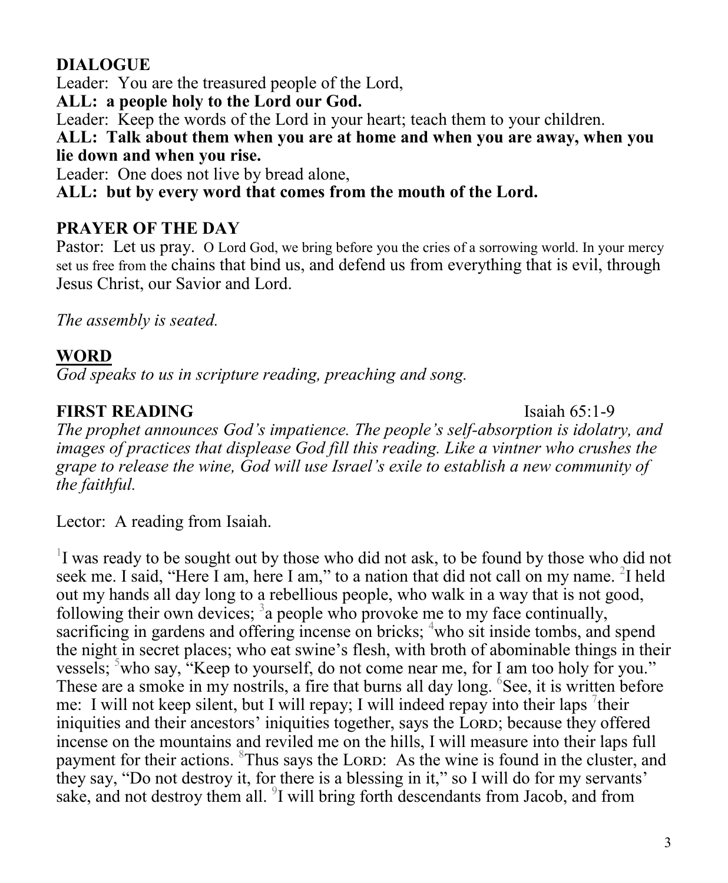**DIALOGUE**

Leader: You are the treasured people of the Lord,
**ALL: a people holy to the Lord our God.**
Leader: Keep the words of the Lord in your heart; teach them to your children.
**ALL: Talk about them when you are at home and when you are away, when you lie down and when you rise.**
Leader: One does not live by bread alone,
**ALL: but by every word that comes from the mouth of the Lord.**

**PRAYER OF THE DAY**

Pastor: Let us pray. O Lord God, we bring before you the cries of a sorrowing world. In your mercy set us free from the chains that bind us, and defend us from everything that is evil, through Jesus Christ, our Savior and Lord.

*The assembly is seated.*

## WORD

*God speaks to us in scripture reading, preaching and song.*

**FIRST READING** Isaiah 65:1-9

*The prophet announces God's impatience. The people's self-absorption is idolatry, and images of practices that displease God fill this reading. Like a vintner who crushes the grape to release the wine, God will use Israel's exile to establish a new community of the faithful.*

Lector: A reading from Isaiah.

[1]I was ready to be sought out by those who did not ask, to be found by those who did not seek me. I said, "Here I am, here I am," to a nation that did not call on my name. [2]I held out my hands all day long to a rebellious people, who walk in a way that is not good, following their own devices; [3]a people who provoke me to my face continually, sacrificing in gardens and offering incense on bricks; [4]who sit inside tombs, and spend the night in secret places; who eat swine's flesh, with broth of abominable things in their vessels; [5]who say, "Keep to yourself, do not come near me, for I am too holy for you." These are a smoke in my nostrils, a fire that burns all day long. [6]See, it is written before me: I will not keep silent, but I will repay; I will indeed repay into their laps [7]their iniquities and their ancestors' iniquities together, says the LORD; because they offered incense on the mountains and reviled me on the hills, I will measure into their laps full payment for their actions. [8]Thus says the LORD: As the wine is found in the cluster, and they say, "Do not destroy it, for there is a blessing in it," so I will do for my servants' sake, and not destroy them all. [9]I will bring forth descendants from Jacob, and from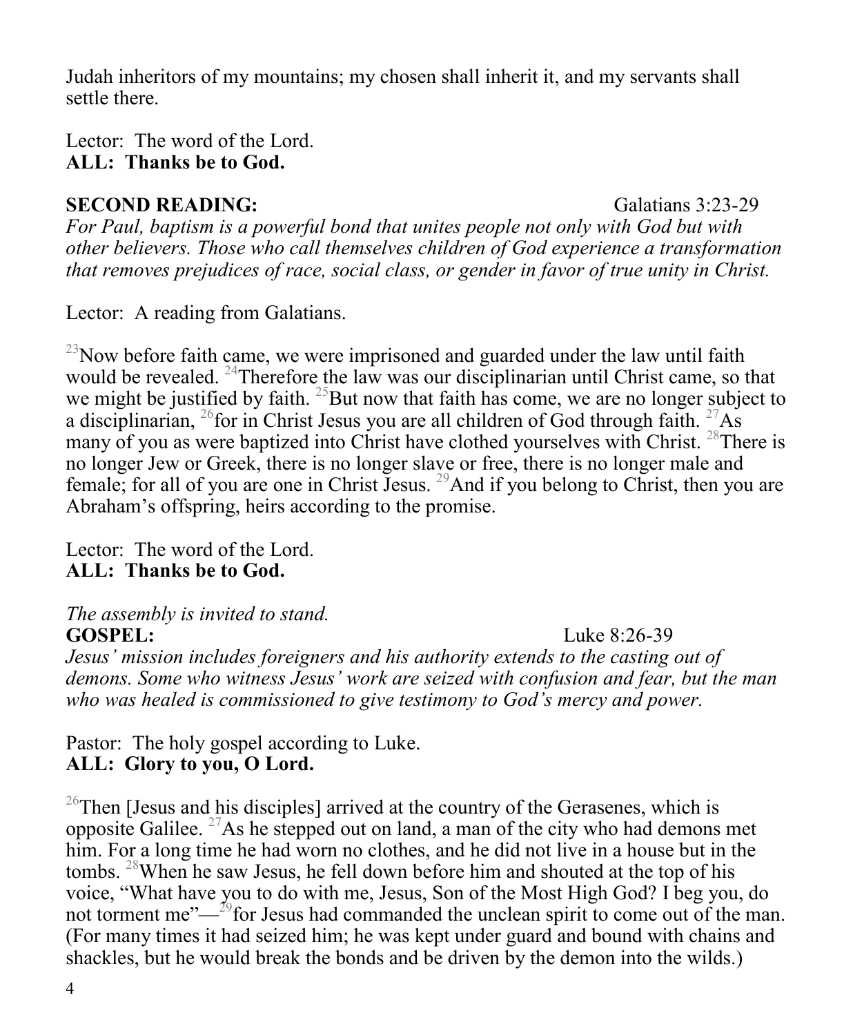Judah inheritors of my mountains; my chosen shall inherit it, and my servants shall settle there.

Lector: The word of the Lord.
**ALL: Thanks be to God.**

**SECOND READING:** Galatians 3:23-29

*For Paul, baptism is a powerful bond that unites people not only with God but with other believers. Those who call themselves children of God experience a transformation that removes prejudices of race, social class, or gender in favor of true unity in Christ.*

Lector: A reading from Galatians.

[23]Now before faith came, we were imprisoned and guarded under the law until faith would be revealed. [24]Therefore the law was our disciplinarian until Christ came, so that we might be justified by faith. [25]But now that faith has come, we are no longer subject to a disciplinarian, [26]for in Christ Jesus you are all children of God through faith. [27]As many of you as were baptized into Christ have clothed yourselves with Christ. [28]There is no longer Jew or Greek, there is no longer slave or free, there is no longer male and female; for all of you are one in Christ Jesus. [29]And if you belong to Christ, then you are Abraham's offspring, heirs according to the promise.

Lector: The word of the Lord.
**ALL: Thanks be to God.**

*The assembly is invited to stand.*

**GOSPEL:** Luke 8:26-39

*Jesus' mission includes foreigners and his authority extends to the casting out of demons. Some who witness Jesus' work are seized with confusion and fear, but the man who was healed is commissioned to give testimony to God's mercy and power.*

Pastor: The holy gospel according to Luke.
**ALL: Glory to you, O Lord.**

[26]Then [Jesus and his disciples] arrived at the country of the Gerasenes, which is opposite Galilee. [27]As he stepped out on land, a man of the city who had demons met him. For a long time he had worn no clothes, and he did not live in a house but in the tombs. [28]When he saw Jesus, he fell down before him and shouted at the top of his voice, "What have you to do with me, Jesus, Son of the Most High God? I beg you, do not torment me"—[29]for Jesus had commanded the unclean spirit to come out of the man. (For many times it had seized him; he was kept under guard and bound with chains and shackles, but he would break the bonds and be driven by the demon into the wilds.)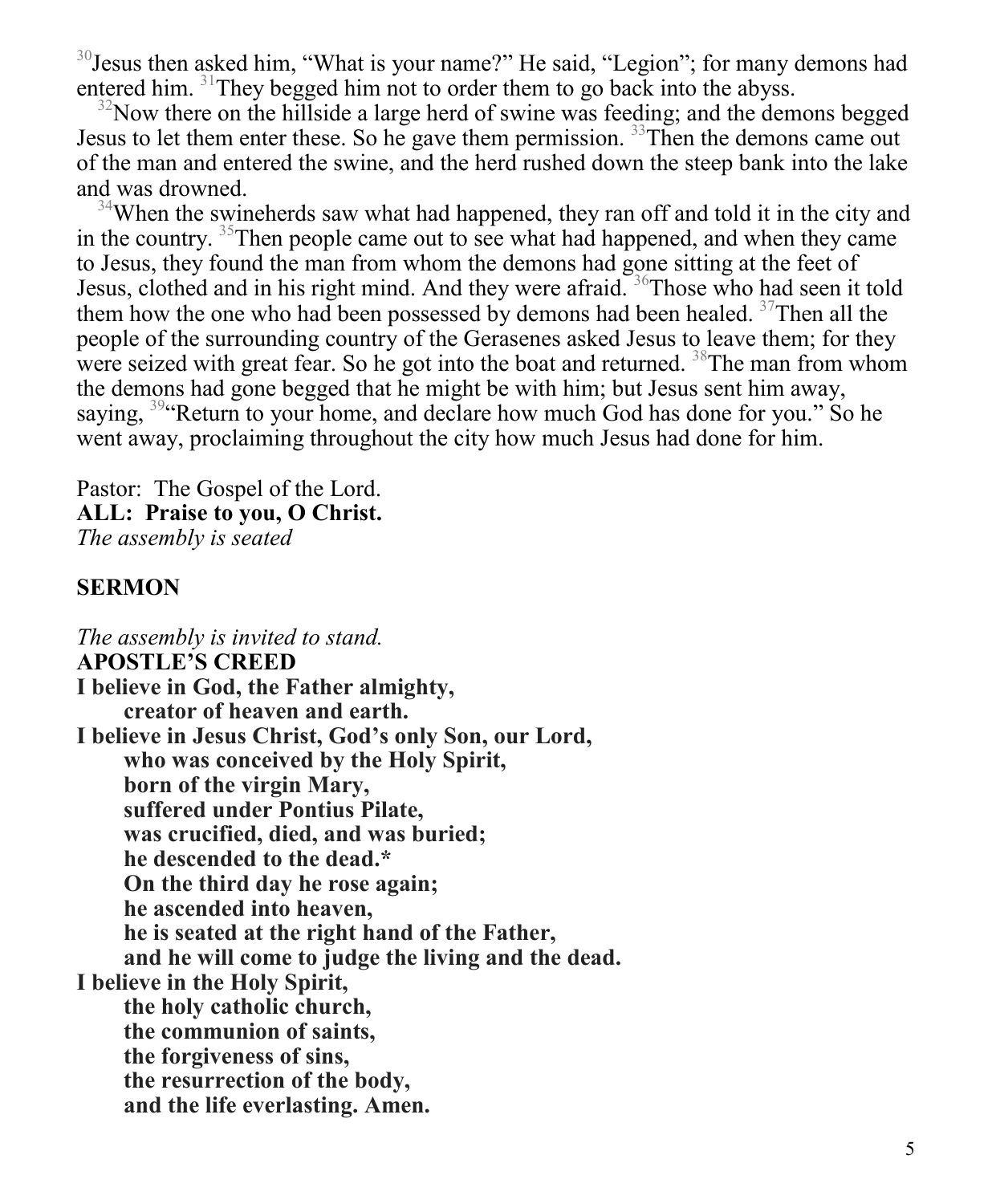[30]Jesus then asked him, "What is your name?" He said, "Legion"; for many demons had entered him. [31]They begged him not to order them to go back into the abyss.

[32]Now there on the hillside a large herd of swine was feeding; and the demons begged Jesus to let them enter these. So he gave them permission. [33]Then the demons came out of the man and entered the swine, and the herd rushed down the steep bank into the lake and was drowned.

[34]When the swineherds saw what had happened, they ran off and told it in the city and in the country. [35]Then people came out to see what had happened, and when they came to Jesus, they found the man from whom the demons had gone sitting at the feet of Jesus, clothed and in his right mind. And they were afraid. [36]Those who had seen it told them how the one who had been possessed by demons had been healed. [37]Then all the people of the surrounding country of the Gerasenes asked Jesus to leave them; for they were seized with great fear. So he got into the boat and returned. [38]The man from whom the demons had gone begged that he might be with him; but Jesus sent him away, saying, [39]"Return to your home, and declare how much God has done for you." So he went away, proclaiming throughout the city how much Jesus had done for him.

Pastor: The Gospel of the Lord.
**ALL: Praise to you, O Christ.**
*The assembly is seated*

**SERMON**

*The assembly is invited to stand.*
**APOSTLE'S CREED**
**I believe in God, the Father almighty,**
**creator of heaven and earth.**
**I believe in Jesus Christ, God's only Son, our Lord,**
**who was conceived by the Holy Spirit,**
**born of the virgin Mary,**
**suffered under Pontius Pilate,**
**was crucified, died, and was buried;**
**he descended to the dead.***
**On the third day he rose again;**
**he ascended into heaven,**
**he is seated at the right hand of the Father,**
**and he will come to judge the living and the dead.**
**I believe in the Holy Spirit,**
**the holy catholic church,**
**the communion of saints,**
**the forgiveness of sins,**
**the resurrection of the body,**
**and the life everlasting. Amen.**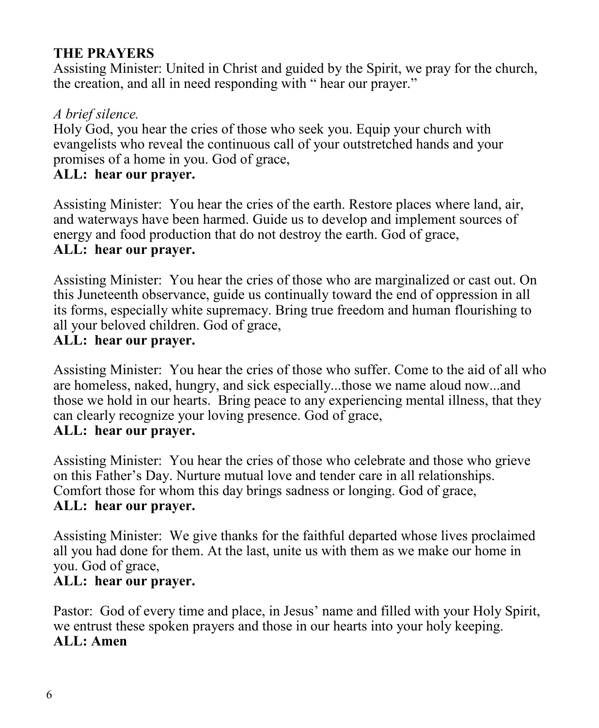**THE PRAYERS**

Assisting Minister: United in Christ and guided by the Spirit, we pray for the church, the creation, and all in need responding with " hear our prayer."

*A brief silence.*

Holy God, you hear the cries of those who seek you. Equip your church with evangelists who reveal the continuous call of your outstretched hands and your promises of a home in you. God of grace,

**ALL: hear our prayer.**

Assisting Minister: You hear the cries of the earth. Restore places where land, air, and waterways have been harmed. Guide us to develop and implement sources of energy and food production that do not destroy the earth. God of grace,

**ALL: hear our prayer.**

Assisting Minister: You hear the cries of those who are marginalized or cast out. On this Juneteenth observance, guide us continually toward the end of oppression in all its forms, especially white supremacy. Bring true freedom and human flourishing to all your beloved children. God of grace,

**ALL: hear our prayer.**

Assisting Minister: You hear the cries of those who suffer. Come to the aid of all who are homeless, naked, hungry, and sick especially...those we name aloud now...and those we hold in our hearts. Bring peace to any experiencing mental illness, that they can clearly recognize your loving presence. God of grace,

**ALL: hear our prayer.**

Assisting Minister: You hear the cries of those who celebrate and those who grieve on this Father's Day. Nurture mutual love and tender care in all relationships. Comfort those for whom this day brings sadness or longing. God of grace,

**ALL: hear our prayer.**

Assisting Minister: We give thanks for the faithful departed whose lives proclaimed all you had done for them. At the last, unite us with them as we make our home in you. God of grace,

**ALL: hear our prayer.**

Pastor: God of every time and place, in Jesus' name and filled with your Holy Spirit, we entrust these spoken prayers and those in our hearts into your holy keeping.

**ALL: Amen**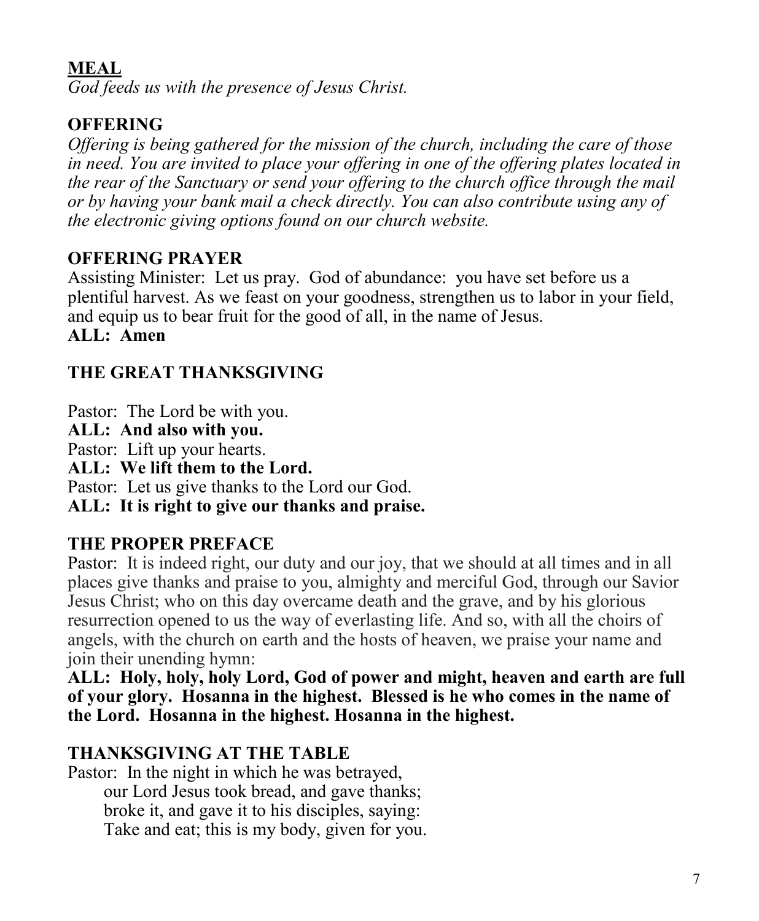## MEAL

*God feeds us with the presence of Jesus Christ.*

### OFFERING

*Offering is being gathered for the mission of the church, including the care of those in need. You are invited to place your offering in one of the offering plates located in the rear of the Sanctuary or send your offering to the church office through the mail or by having your bank mail a check directly. You can also contribute using any of the electronic giving options found on our church website.*

### OFFERING PRAYER

Assisting Minister: Let us pray. God of abundance: you have set before us a plentiful harvest. As we feast on your goodness, strengthen us to labor in your field, and equip us to bear fruit for the good of all, in the name of Jesus.
**ALL: Amen**

### THE GREAT THANKSGIVING

Pastor: The Lord be with you.
**ALL: And also with you.**
Pastor: Lift up your hearts.
**ALL: We lift them to the Lord.**
Pastor: Let us give thanks to the Lord our God.
**ALL: It is right to give our thanks and praise.**

### THE PROPER PREFACE

Pastor: It is indeed right, our duty and our joy, that we should at all times and in all places give thanks and praise to you, almighty and merciful God, through our Savior Jesus Christ; who on this day overcame death and the grave, and by his glorious resurrection opened to us the way of everlasting life. And so, with all the choirs of angels, with the church on earth and the hosts of heaven, we praise your name and join their unending hymn:
**ALL: Holy, holy, holy Lord, God of power and might, heaven and earth are full of your glory. Hosanna in the highest. Blessed is he who comes in the name of the Lord. Hosanna in the highest. Hosanna in the highest.**

### THANKSGIVING AT THE TABLE

Pastor: In the night in which he was betrayed,
our Lord Jesus took bread, and gave thanks;
broke it, and gave it to his disciples, saying:
Take and eat; this is my body, given for you.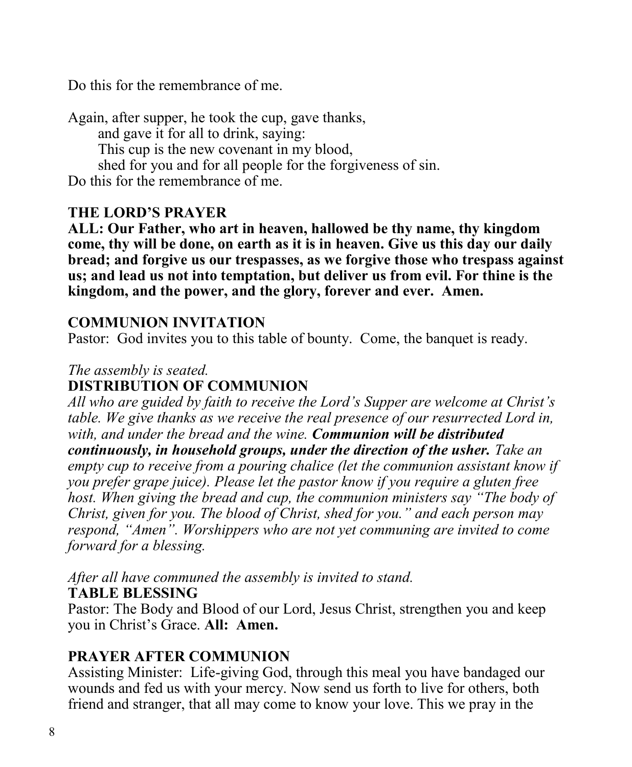Do this for the remembrance of me.

Again, after supper, he took the cup, gave thanks,  
and gave it for all to drink, saying:  
This cup is the new covenant in my blood,  
shed for you and for all people for the forgiveness of sin.  
Do this for the remembrance of me.

**THE LORD'S PRAYER**

**ALL: Our Father, who art in heaven, hallowed be thy name, thy kingdom come, thy will be done, on earth as it is in heaven. Give us this day our daily bread; and forgive us our trespasses, as we forgive those who trespass against us; and lead us not into temptation, but deliver us from evil. For thine is the kingdom, and the power, and the glory, forever and ever. Amen.**

**COMMUNION INVITATION**

Pastor: God invites you to this table of bounty. Come, the banquet is ready.

*The assembly is seated.*

**DISTRIBUTION OF COMMUNION**

*All who are guided by faith to receive the Lord's Supper are welcome at Christ's table. We give thanks as we receive the real presence of our resurrected Lord in, with, and under the bread and the wine.* ***Communion will be distributed continuously, in household groups, under the direction of the usher.*** *Take an empty cup to receive from a pouring chalice (let the communion assistant know if you prefer grape juice). Please let the pastor know if you require a gluten free host. When giving the bread and cup, the communion ministers say "The body of Christ, given for you. The blood of Christ, shed for you." and each person may respond, "Amen". Worshippers who are not yet communing are invited to come forward for a blessing.*

*After all have communed the assembly is invited to stand.*

**TABLE BLESSING**

Pastor: The Body and Blood of our Lord, Jesus Christ, strengthen you and keep you in Christ's Grace. **All: Amen.**

**PRAYER AFTER COMMUNION**

Assisting Minister: Life-giving God, through this meal you have bandaged our wounds and fed us with your mercy. Now send us forth to live for others, both friend and stranger, that all may come to know your love. This we pray in the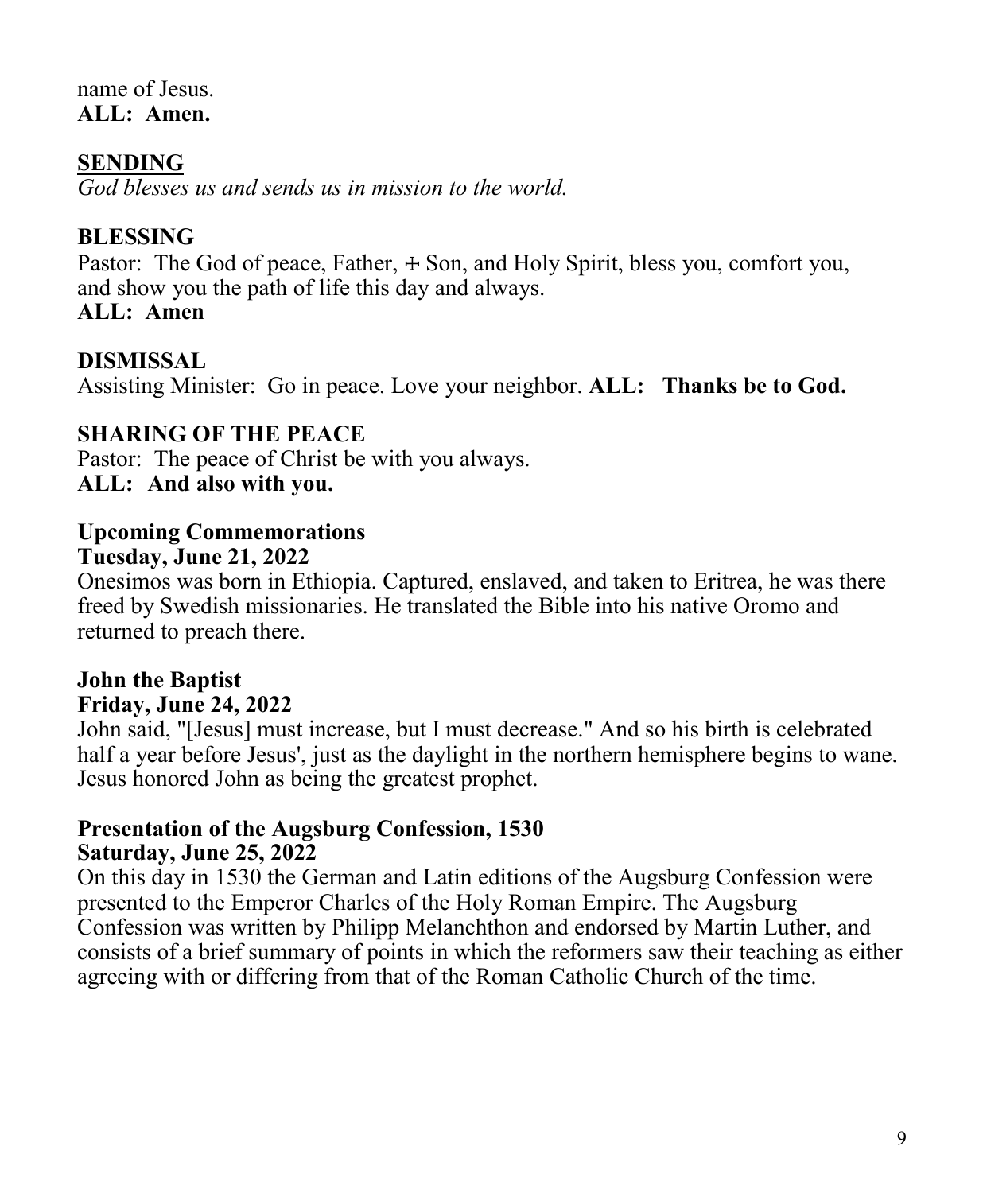name of Jesus.
**ALL: Amen.**

## SENDING

*God blesses us and sends us in mission to the world.*

### BLESSING

Pastor: The God of peace, Father, ☩ Son, and Holy Spirit, bless you, comfort you, and show you the path of life this day and always.
**ALL: Amen**

### DISMISSAL

Assisting Minister: Go in peace. Love your neighbor. **ALL: Thanks be to God.**

### SHARING OF THE PEACE

Pastor: The peace of Christ be with you always.
**ALL: And also with you.**

### Upcoming Commemorations

**Tuesday, June 21, 2022**

Onesimos was born in Ethiopia. Captured, enslaved, and taken to Eritrea, he was there freed by Swedish missionaries. He translated the Bible into his native Oromo and returned to preach there.

### John the Baptist

**Friday, June 24, 2022**

John said, "[Jesus] must increase, but I must decrease." And so his birth is celebrated half a year before Jesus', just as the daylight in the northern hemisphere begins to wane. Jesus honored John as being the greatest prophet.

### Presentation of the Augsburg Confession, 1530

**Saturday, June 25, 2022**

On this day in 1530 the German and Latin editions of the Augsburg Confession were presented to the Emperor Charles of the Holy Roman Empire. The Augsburg Confession was written by Philipp Melanchthon and endorsed by Martin Luther, and consists of a brief summary of points in which the reformers saw their teaching as either agreeing with or differing from that of the Roman Catholic Church of the time.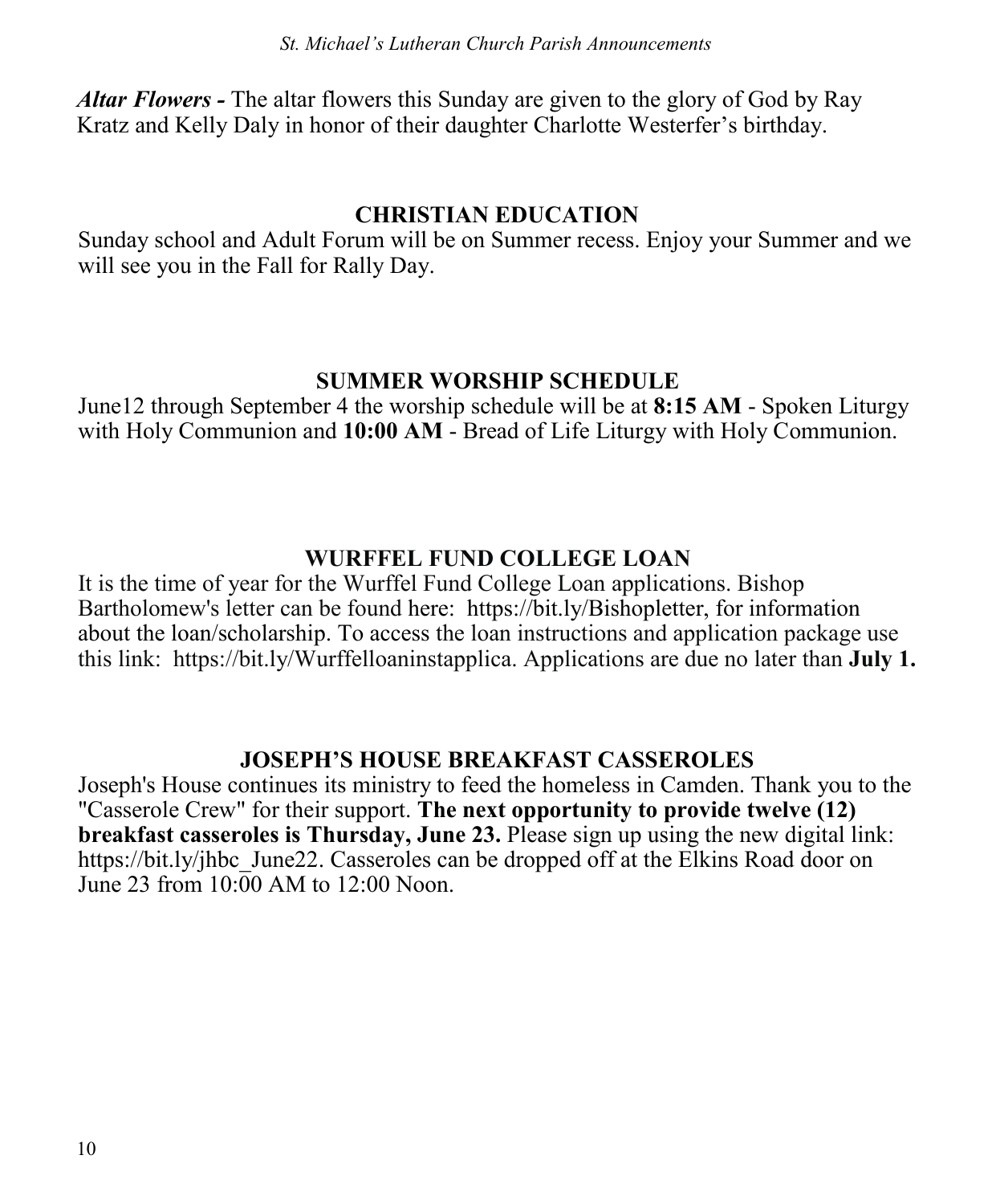***Altar Flowers -*** The altar flowers this Sunday are given to the glory of God by Ray Kratz and Kelly Daly in honor of their daughter Charlotte Westerfer's birthday.

## CHRISTIAN EDUCATION

Sunday school and Adult Forum will be on Summer recess. Enjoy your Summer and we will see you in the Fall for Rally Day.

## SUMMER WORSHIP SCHEDULE

June12 through September 4 the worship schedule will be at **8:15 AM** - Spoken Liturgy with Holy Communion and **10:00 AM** - Bread of Life Liturgy with Holy Communion.

## WURFFEL FUND COLLEGE LOAN

It is the time of year for the Wurffel Fund College Loan applications. Bishop Bartholomew's letter can be found here: https://bit.ly/Bishopletter, for information about the loan/scholarship. To access the loan instructions and application package use this link: https://bit.ly/Wurffelloaninstapplica. Applications are due no later than **July 1.**

## JOSEPH'S HOUSE BREAKFAST CASSEROLES

Joseph's House continues its ministry to feed the homeless in Camden. Thank you to the "Casserole Crew" for their support. **The next opportunity to provide twelve (12) breakfast casseroles is Thursday, June 23.** Please sign up using the new digital link: https://bit.ly/jhbc_June22. Casseroles can be dropped off at the Elkins Road door on June 23 from 10:00 AM to 12:00 Noon.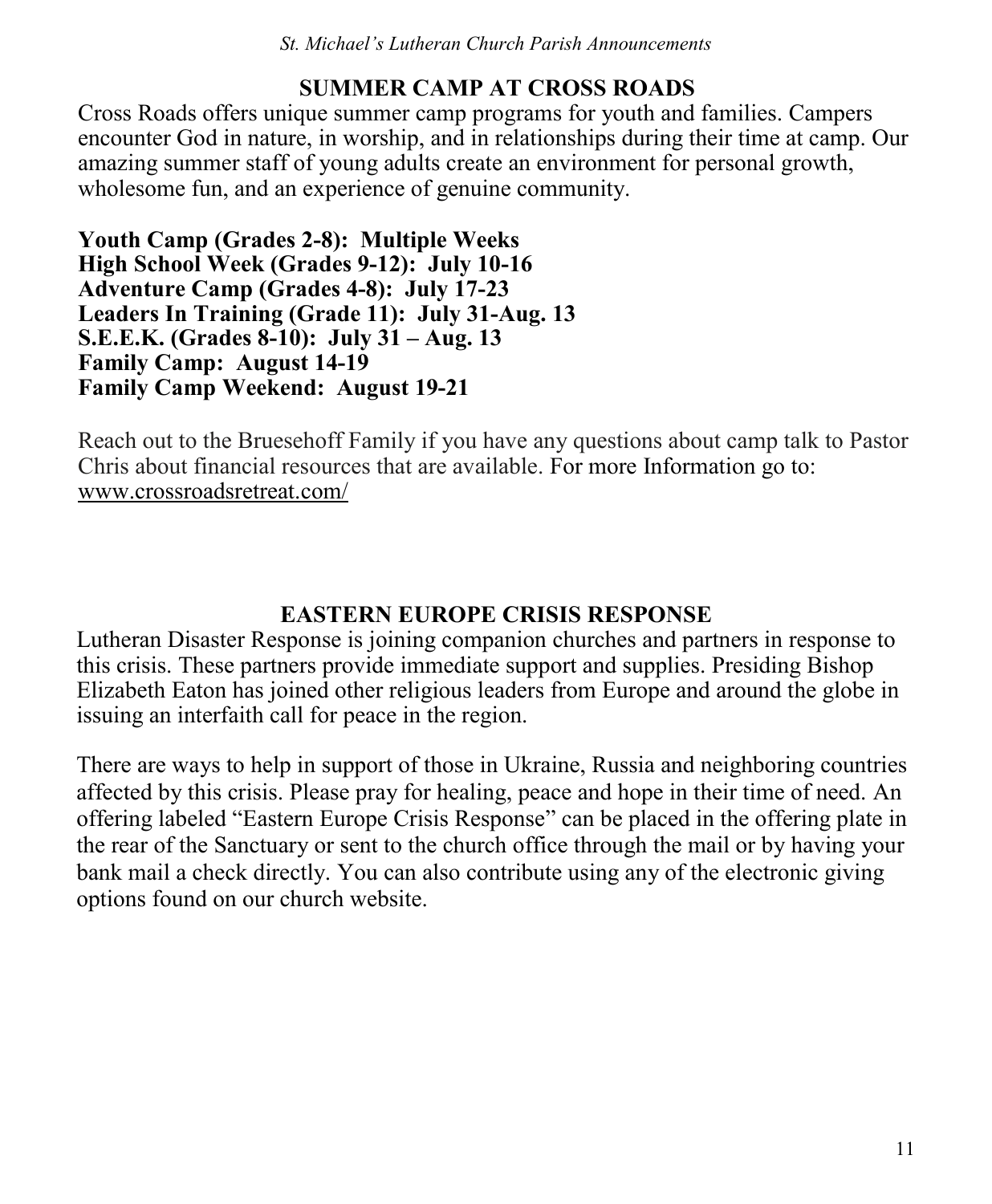## SUMMER CAMP AT CROSS ROADS

Cross Roads offers unique summer camp programs for youth and families. Campers encounter God in nature, in worship, and in relationships during their time at camp. Our amazing summer staff of young adults create an environment for personal growth, wholesome fun, and an experience of genuine community.

**Youth Camp (Grades 2-8): Multiple Weeks**
**High School Week (Grades 9-12): July 10-16**
**Adventure Camp (Grades 4-8): July 17-23**
**Leaders In Training (Grade 11): July 31-Aug. 13**
**S.E.E.K. (Grades 8-10): July 31 – Aug. 13**
**Family Camp: August 14-19**
**Family Camp Weekend: August 19-21**

Reach out to the Bruesehoff Family if you have any questions about camp talk to Pastor Chris about financial resources that are available. For more Information go to: www.crossroadsretreat.com/

## EASTERN EUROPE CRISIS RESPONSE

Lutheran Disaster Response is joining companion churches and partners in response to this crisis. These partners provide immediate support and supplies. Presiding Bishop Elizabeth Eaton has joined other religious leaders from Europe and around the globe in issuing an interfaith call for peace in the region.

There are ways to help in support of those in Ukraine, Russia and neighboring countries affected by this crisis. Please pray for healing, peace and hope in their time of need. An offering labeled "Eastern Europe Crisis Response" can be placed in the offering plate in the rear of the Sanctuary or sent to the church office through the mail or by having your bank mail a check directly. You can also contribute using any of the electronic giving options found on our church website.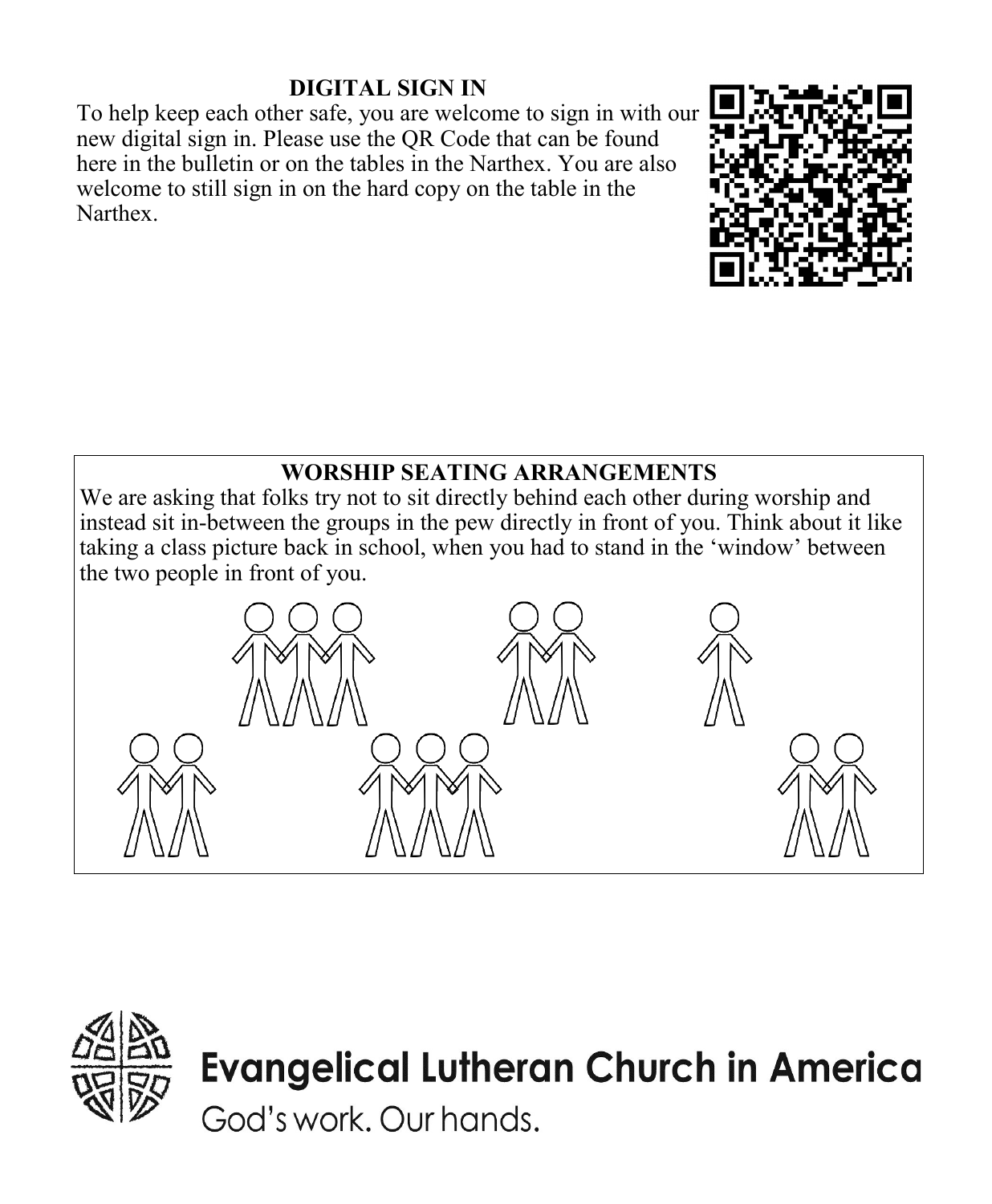## DIGITAL SIGN IN

To help keep each other safe, you are welcome to sign in with our new digital sign in. Please use the QR Code that can be found here in the bulletin or on the tables in the Narthex. You are also welcome to still sign in on the hard copy on the table in the Narthex.

## WORSHIP SEATING ARRANGEMENTS

We are asking that folks try not to sit directly behind each other during worship and instead sit in-between the groups in the pew directly in front of you. Think about it like taking a class picture back in school, when you had to stand in the 'window' between the two people in front of you.

Evangelical Lutheran Church in America

God's work. Our hands.